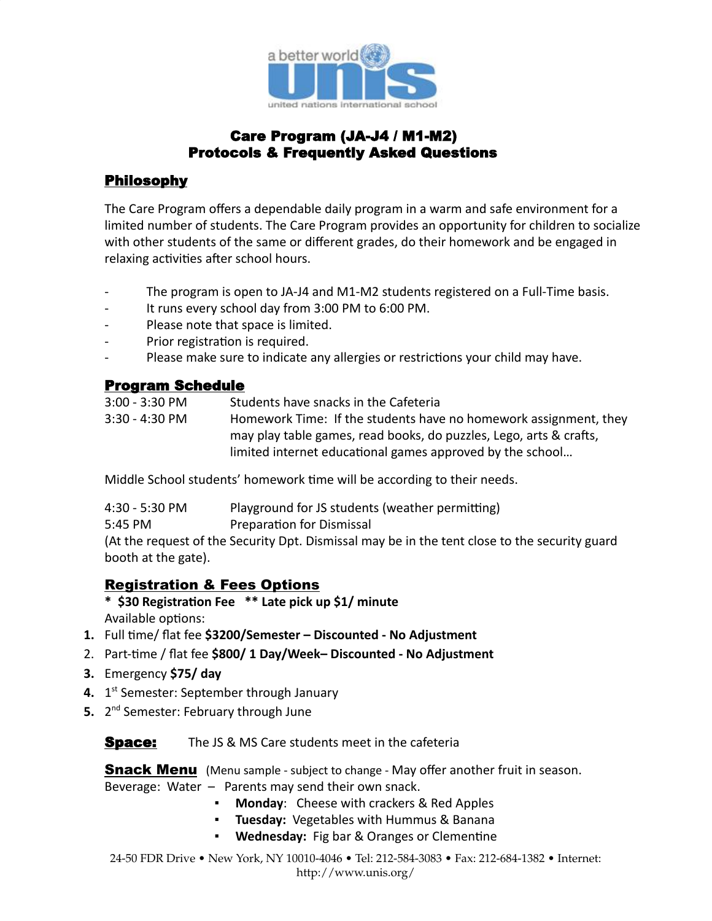# Care Program (JA-J4 / M1-M2)
# Protocols & Frequently Asked Questions

## Philosophy

The Care Program offers a dependable daily program in a warm and safe environment for a limited number of students. The Care Program provides an opportunity for children to socialize with other students of the same or different grades, do their homework and be engaged in relaxing activities after school hours.

- The program is open to JA-J4 and M1-M2 students registered on a Full-Time basis.
- It runs every school day from 3:00 PM to 6:00 PM.
- Please note that space is limited.
- Prior registration is required.
- Please make sure to indicate any allergies or restrictions your child may have.

## Program Schedule

| | |
|---|---|
| 3:00 - 3:30 PM | Students have snacks in the Cafeteria |
| 3:30 - 4:30 PM | Homework Time: If the students have no homework assignment, they may play table games, read books, do puzzles, Lego, arts & crafts, limited internet educational games approved by the school… |

Middle School students' homework time will be according to their needs.

| | |
|---|---|
| 4:30 - 5:30 PM | Playground for JS students (weather permitting) |
| 5:45 PM | Preparation for Dismissal |

(At the request of the Security Dpt. Dismissal may be in the tent close to the security guard booth at the gate).

## Registration & Fees Options

**\* $30 Registration Fee \*\* Late pick up $1/ minute**

Available options:

1. Full time/ flat fee **$3200/Semester – Discounted - No Adjustment**
2. Part-time / flat fee **$800/ 1 Day/Week– Discounted - No Adjustment**
3. Emergency **$75/ day**
4. 1st Semester: September through January
5. 2nd Semester: February through June

**Space:** The JS & MS Care students meet in the cafeteria

**Snack Menu** (Menu sample - subject to change - May offer another fruit in season.
Beverage: Water – Parents may send their own snack.

- **Monday**: Cheese with crackers & Red Apples
- **Tuesday:** Vegetables with Hummus & Banana
- **Wednesday:** Fig bar & Oranges or Clementine

24-50 FDR Drive • New York, NY 10010-4046 • Tel: 212-584-3083 • Fax: 212-684-1382 • Internet: http://www.unis.org/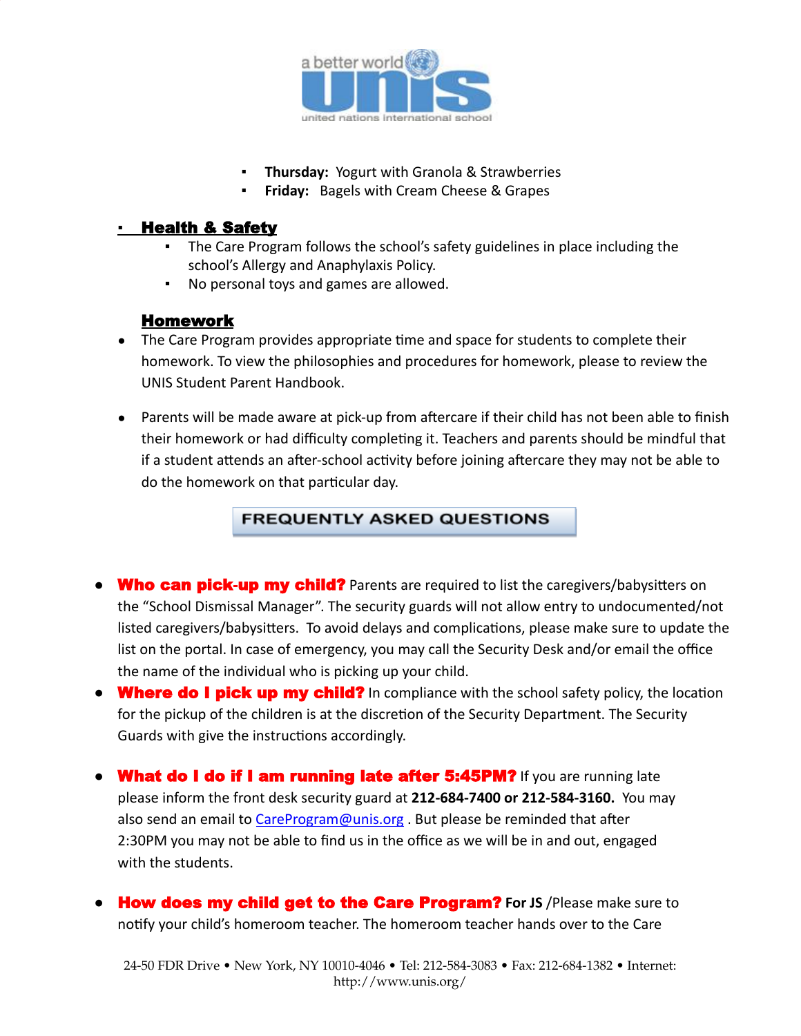- **Thursday:** Yogurt with Granola & Strawberries
- **Friday:** Bagels with Cream Cheese & Grapes

- **Health & Safety**
  - The Care Program follows the school's safety guidelines in place including the school's Allergy and Anaphylaxis Policy.
  - No personal toys and games are allowed.

**Homework**

- The Care Program provides appropriate time and space for students to complete their homework. To view the philosophies and procedures for homework, please to review the UNIS Student Parent Handbook.

- Parents will be made aware at pick-up from aftercare if their child has not been able to finish their homework or had difficulty completing it. Teachers and parents should be mindful that if a student attends an after-school activity before joining aftercare they may not be able to do the homework on that particular day.

## FREQUENTLY ASKED QUESTIONS

- **Who can pick-up my child?** Parents are required to list the caregivers/babysitters on the "School Dismissal Manager". The security guards will not allow entry to undocumented/not listed caregivers/babysitters. To avoid delays and complications, please make sure to update the list on the portal. In case of emergency, you may call the Security Desk and/or email the office the name of the individual who is picking up your child.
- **Where do I pick up my child?** In compliance with the school safety policy, the location for the pickup of the children is at the discretion of the Security Department. The Security Guards with give the instructions accordingly.

- **What do I do if I am running late after 5:45PM?** If you are running late please inform the front desk security guard at **212-684-7400 or 212-584-3160.** You may also send an email to [CareProgram@unis.org](mailto:CareProgram@unis.org) . But please be reminded that after 2:30PM you may not be able to find us in the office as we will be in and out, engaged with the students.

- **How does my child get to the Care Program?** **For JS** /Please make sure to notify your child's homeroom teacher. The homeroom teacher hands over to the Care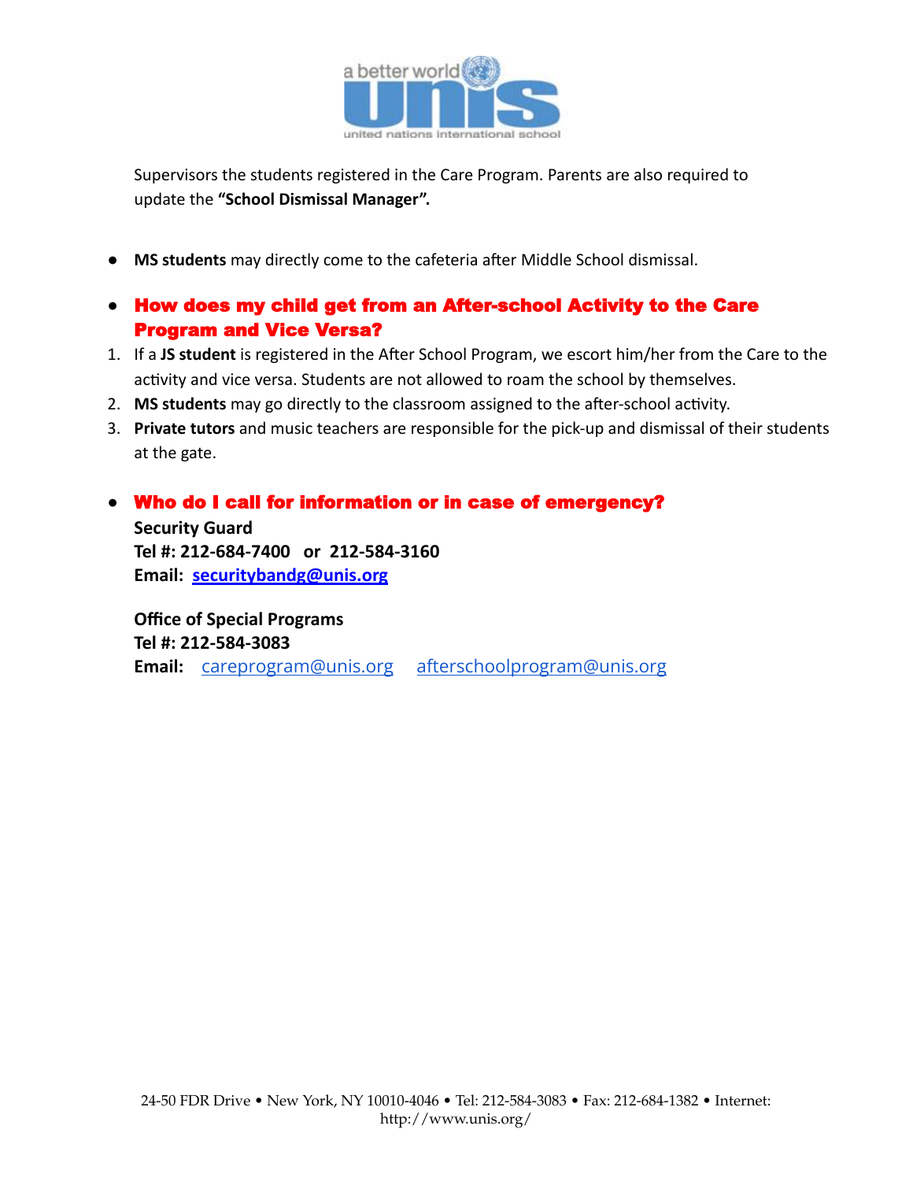Supervisors the students registered in the Care Program. Parents are also required to update the **"School Dismissal Manager".**

- **MS students** may directly come to the cafeteria after Middle School dismissal.

- **How does my child get from an After-school Activity to the Care Program and Vice Versa?**

1. If a **JS student** is registered in the After School Program, we escort him/her from the Care to the activity and vice versa. Students are not allowed to roam the school by themselves.
2. **MS students** may go directly to the classroom assigned to the after-school activity.
3. **Private tutors** and music teachers are responsible for the pick-up and dismissal of their students at the gate.

- **Who do I call for information or in case of emergency?**

  **Security Guard**
  **Tel #: 212-684-7400 or 212-584-3160**
  **Email: securitybandg@unis.org**

  **Office of Special Programs**
  **Tel #: 212-584-3083**
  **Email:** careprogram@unis.org afterschoolprogram@unis.org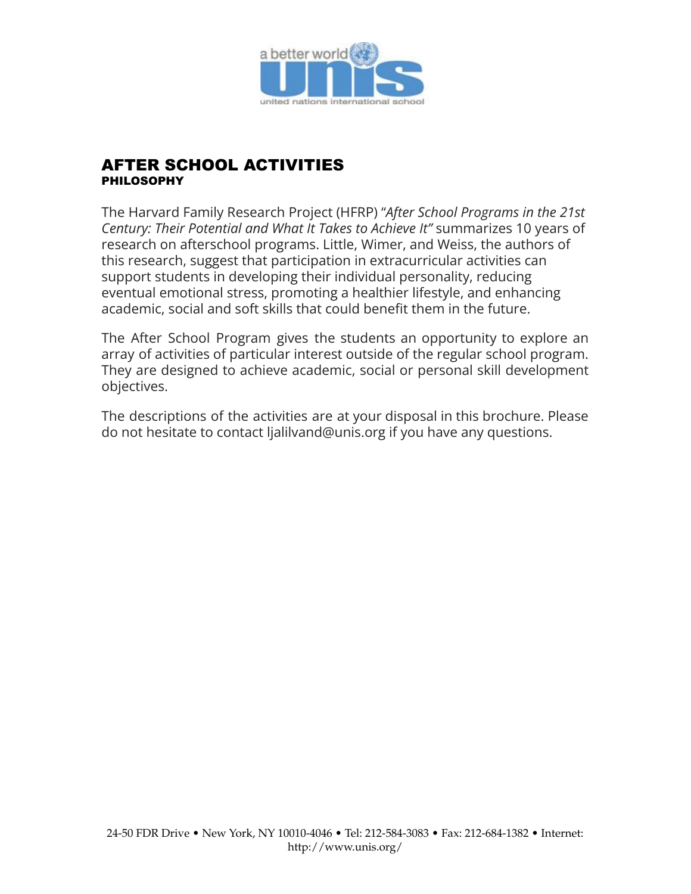# AFTER SCHOOL ACTIVITIES

## PHILOSOPHY

The Harvard Family Research Project (HFRP) "*After School Programs in the 21st Century: Their Potential and What It Takes to Achieve It*" summarizes 10 years of research on afterschool programs. Little, Wimer, and Weiss, the authors of this research, suggest that participation in extracurricular activities can support students in developing their individual personality, reducing eventual emotional stress, promoting a healthier lifestyle, and enhancing academic, social and soft skills that could benefit them in the future.

The After School Program gives the students an opportunity to explore an array of activities of particular interest outside of the regular school program. They are designed to achieve academic, social or personal skill development objectives.

The descriptions of the activities are at your disposal in this brochure. Please do not hesitate to contact ljalilvand@unis.org if you have any questions.

24-50 FDR Drive • New York, NY 10010-4046 • Tel: 212-584-3083 • Fax: 212-684-1382 • Internet: http://www.unis.org/